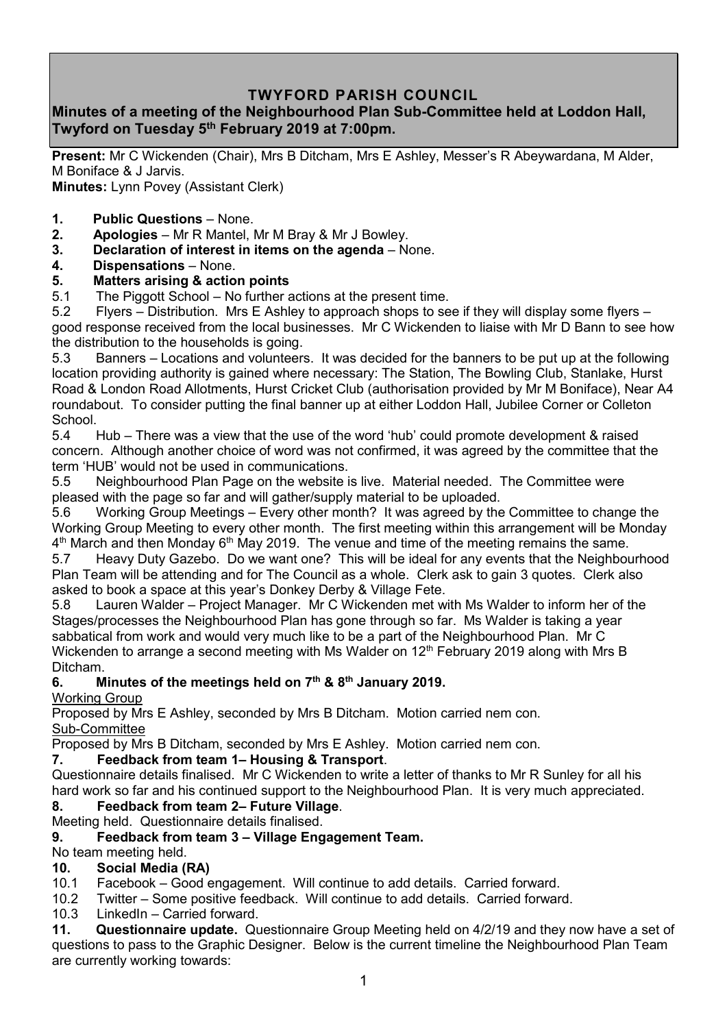# TWYFORD PARISH COUNCIL

## Minutes of a meeting of the Neighbourhood Plan Sub-Committee held at Loddon Hall, Twyford on Tuesday 5th February 2019 at 7:00pm.

**Present:** Mr C Wickenden (Chair), Mrs B Ditcham, Mrs E Ashley, Messer's R Abeywardana, M Alder, M Boniface & J Jarvis.
**Minutes:** Lynn Povey (Assistant Clerk)

1. **Public Questions** – None.
2. **Apologies** – Mr R Mantel, Mr M Bray & Mr J Bowley.
3. **Declaration of interest in items on the agenda** – None.
4. **Dispensations** – None.
5. **Matters arising & action points**

5.1 The Piggott School – No further actions at the present time.

5.2 Flyers – Distribution. Mrs E Ashley to approach shops to see if they will display some flyers – good response received from the local businesses. Mr C Wickenden to liaise with Mr D Bann to see how the distribution to the households is going.

5.3 Banners – Locations and volunteers. It was decided for the banners to be put up at the following location providing authority is gained where necessary: The Station, The Bowling Club, Stanlake, Hurst Road & London Road Allotments, Hurst Cricket Club (authorisation provided by Mr M Boniface), Near A4 roundabout. To consider putting the final banner up at either Loddon Hall, Jubilee Corner or Colleton School.

5.4 Hub – There was a view that the use of the word 'hub' could promote development & raised concern. Although another choice of word was not confirmed, it was agreed by the committee that the term 'HUB' would not be used in communications.

5.5 Neighbourhood Plan Page on the website is live. Material needed. The Committee were pleased with the page so far and will gather/supply material to be uploaded.

5.6 Working Group Meetings – Every other month? It was agreed by the Committee to change the Working Group Meeting to every other month. The first meeting within this arrangement will be Monday 4th March and then Monday 6th May 2019. The venue and time of the meeting remains the same.

5.7 Heavy Duty Gazebo. Do we want one? This will be ideal for any events that the Neighbourhood Plan Team will be attending and for The Council as a whole. Clerk ask to gain 3 quotes. Clerk also asked to book a space at this year's Donkey Derby & Village Fete.

5.8 Lauren Walder – Project Manager. Mr C Wickenden met with Ms Walder to inform her of the Stages/processes the Neighbourhood Plan has gone through so far. Ms Walder is taking a year sabbatical from work and would very much like to be a part of the Neighbourhood Plan. Mr C Wickenden to arrange a second meeting with Ms Walder on 12th February 2019 along with Mrs B Ditcham.

6. **Minutes of the meetings held on 7th & 8th January 2019.**

Working Group

Proposed by Mrs E Ashley, seconded by Mrs B Ditcham. Motion carried nem con.

Sub-Committee

Proposed by Mrs B Ditcham, seconded by Mrs E Ashley. Motion carried nem con.

7. **Feedback from team 1– Housing & Transport**.

Questionnaire details finalised. Mr C Wickenden to write a letter of thanks to Mr R Sunley for all his hard work so far and his continued support to the Neighbourhood Plan. It is very much appreciated.

8. **Feedback from team 2– Future Village**.

Meeting held. Questionnaire details finalised.

9. **Feedback from team 3 – Village Engagement Team.**

No team meeting held.

10. **Social Media (RA)**

10.1 Facebook – Good engagement. Will continue to add details. Carried forward.

10.2 Twitter – Some positive feedback. Will continue to add details. Carried forward.

10.3 LinkedIn – Carried forward.

11. **Questionnaire update.** Questionnaire Group Meeting held on 4/2/19 and they now have a set of questions to pass to the Graphic Designer. Below is the current timeline the Neighbourhood Plan Team are currently working towards: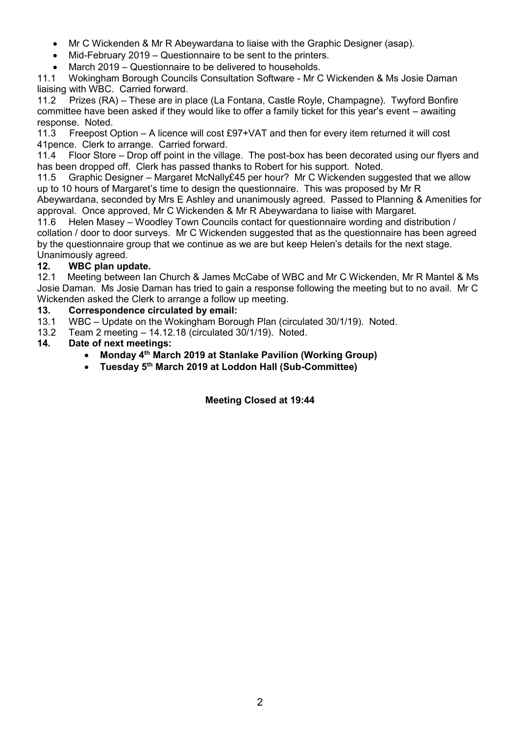- Mr C Wickenden & Mr R Abeywardana to liaise with the Graphic Designer (asap).
- Mid-February 2019 – Questionnaire to be sent to the printers.
- March 2019 – Questionnaire to be delivered to households.

11.1 Wokingham Borough Councils Consultation Software - Mr C Wickenden & Ms Josie Daman liaising with WBC. Carried forward.

11.2 Prizes (RA) – These are in place (La Fontana, Castle Royle, Champagne). Twyford Bonfire committee have been asked if they would like to offer a family ticket for this year's event – awaiting response. Noted.

11.3 Freepost Option – A licence will cost £97+VAT and then for every item returned it will cost 41pence. Clerk to arrange. Carried forward.

11.4 Floor Store – Drop off point in the village. The post-box has been decorated using our flyers and has been dropped off. Clerk has passed thanks to Robert for his support. Noted.

11.5 Graphic Designer – Margaret McNally£45 per hour? Mr C Wickenden suggested that we allow up to 10 hours of Margaret's time to design the questionnaire. This was proposed by Mr R Abeywardana, seconded by Mrs E Ashley and unanimously agreed. Passed to Planning & Amenities for approval. Once approved, Mr C Wickenden & Mr R Abeywardana to liaise with Margaret.

11.6 Helen Masey – Woodley Town Councils contact for questionnaire wording and distribution / collation / door to door surveys. Mr C Wickenden suggested that as the questionnaire has been agreed by the questionnaire group that we continue as we are but keep Helen's details for the next stage. Unanimously agreed.

**12. WBC plan update.**

12.1 Meeting between Ian Church & James McCabe of WBC and Mr C Wickenden, Mr R Mantel & Ms Josie Daman. Ms Josie Daman has tried to gain a response following the meeting but to no avail. Mr C Wickenden asked the Clerk to arrange a follow up meeting.

**13. Correspondence circulated by email:**

13.1 WBC – Update on the Wokingham Borough Plan (circulated 30/1/19). Noted.

13.2 Team 2 meeting – 14.12.18 (circulated 30/1/19). Noted.

**14. Date of next meetings:**

- **Monday 4th March 2019 at Stanlake Pavilion (Working Group)**
- **Tuesday 5th March 2019 at Loddon Hall (Sub-Committee)**

**Meeting Closed at 19:44**